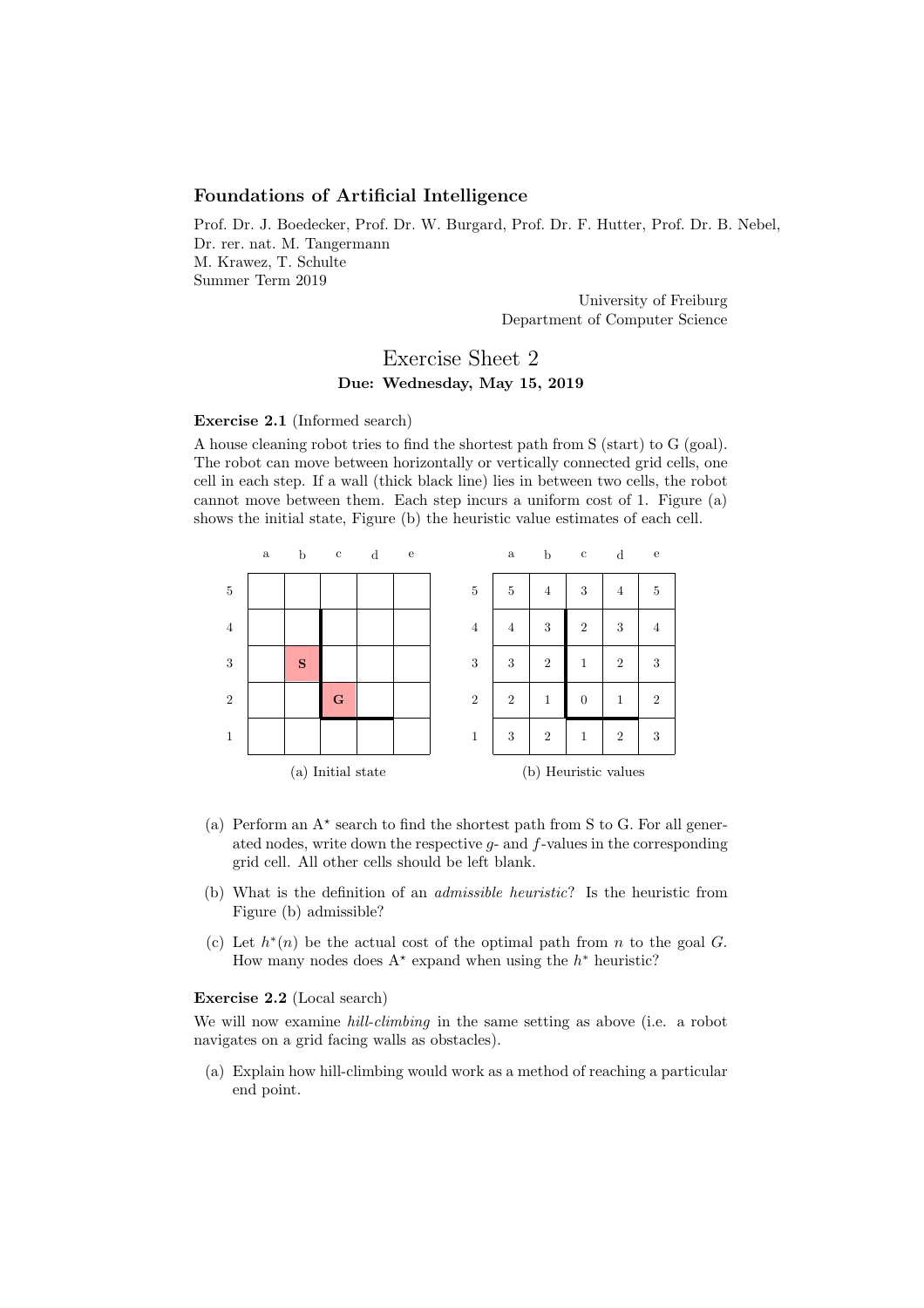**Foundations of Artificial Intelligence**

Prof. Dr. J. Boedecker, Prof. Dr. W. Burgard, Prof. Dr. F. Hutter, Prof. Dr. B. Nebel,
Dr. rer. nat. M. Tangermann
M. Krawez, T. Schulte
Summer Term 2019

University of Freiburg
Department of Computer Science

# Exercise Sheet 2

**Due: Wednesday, May 15, 2019**

**Exercise 2.1** (Informed search)

A house cleaning robot tries to find the shortest path from S (start) to G (goal). The robot can move between horizontally or vertically connected grid cells, one cell in each step. If a wall (thick black line) lies in between two cells, the robot cannot move between them. Each step incurs a uniform cost of 1. Figure (a) shows the initial state, Figure (b) the heuristic value estimates of each cell.

| | a | b | c | d | e |
|---|---|---|---|---|---|
| 5 | | | | | |
| 4 | | | | | |
| 3 | | S | | | |
| 2 | | | G | | |
| 1 | | | | | |

(a) Initial state

| | a | b | c | d | e |
|---|---|---|---|---|---|
| 5 | 5 | 4 | 3 | 4 | 5 |
| 4 | 4 | 3 | 2 | 3 | 4 |
| 3 | 3 | 2 | 1 | 2 | 3 |
| 2 | 2 | 1 | 0 | 1 | 2 |
| 1 | 3 | 2 | 1 | 2 | 3 |

(b) Heuristic values

(a) Perform an A* search to find the shortest path from S to G. For all generated nodes, write down the respective $g$- and $f$-values in the corresponding grid cell. All other cells should be left blank.

(b) What is the definition of an *admissible heuristic*? Is the heuristic from Figure (b) admissible?

(c) Let $h^*(n)$ be the actual cost of the optimal path from $n$ to the goal $G$. How many nodes does A* expand when using the $h^*$ heuristic?

**Exercise 2.2** (Local search)

We will now examine *hill-climbing* in the same setting as above (i.e. a robot navigates on a grid facing walls as obstacles).

(a) Explain how hill-climbing would work as a method of reaching a particular end point.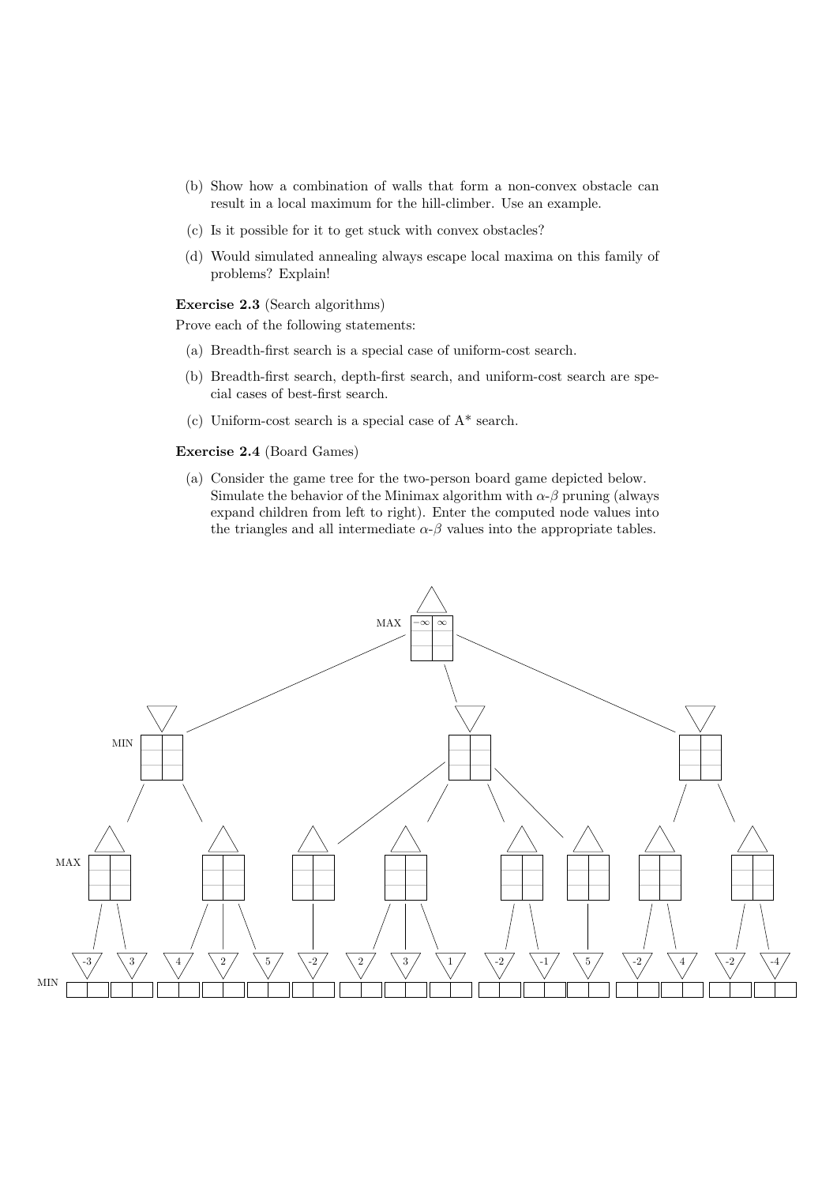(b) Show how a combination of walls that form a non-convex obstacle can result in a local maximum for the hill-climber. Use an example.

(c) Is it possible for it to get stuck with convex obstacles?

(d) Would simulated annealing always escape local maxima on this family of problems? Explain!

**Exercise 2.3** (Search algorithms)

Prove each of the following statements:

(a) Breadth-first search is a special case of uniform-cost search.

(b) Breadth-first search, depth-first search, and uniform-cost search are special cases of best-first search.

(c) Uniform-cost search is a special case of A* search.

**Exercise 2.4** (Board Games)

(a) Consider the game tree for the two-person board game depicted below. Simulate the behavior of the Minimax algorithm with $\alpha$-$\beta$ pruning (always expand children from left to right). Enter the computed node values into the triangles and all intermediate $\alpha$-$\beta$ values into the appropriate tables.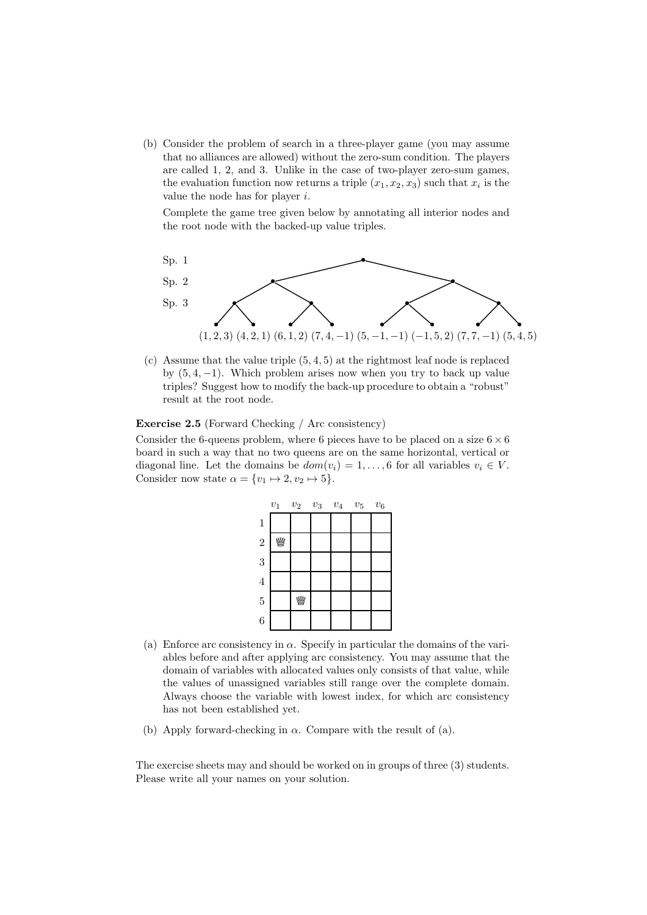(b) Consider the problem of search in a three-player game (you may assume that no alliances are allowed) without the zero-sum condition. The players are called 1, 2, and 3. Unlike in the case of two-player zero-sum games, the evaluation function now returns a triple $(x_1, x_2, x_3)$ such that $x_i$ is the value the node has for player $i$.

Complete the game tree given below by annotating all interior nodes and the root node with the backed-up value triples.

Sp. 1

Sp. 2

Sp. 3

$(1,2,3)$ $(4,2,1)$ $(6,1,2)$ $(7,4,-1)$ $(5,-1,-1)$ $(-1,5,2)$ $(7,7,-1)$ $(5,4,5)$

(c) Assume that the value triple $(5,4,5)$ at the rightmost leaf node is replaced by $(5,4,-1)$. Which problem arises now when you try to back up value triples? Suggest how to modify the back-up procedure to obtain a "robust" result at the root node.

**Exercise 2.5** (Forward Checking / Arc consistency)

Consider the 6-queens problem, where 6 pieces have to be placed on a size $6 \times 6$ board in such a way that no two queens are on the same horizontal, vertical or diagonal line. Let the domains be $dom(v_i) = 1, \ldots, 6$ for all variables $v_i \in V$. Consider now state $\alpha = \{v_1 \mapsto 2, v_2 \mapsto 5\}$.

| | $v_1$ | $v_2$ | $v_3$ | $v_4$ | $v_5$ | $v_6$ |
|---|---|---|---|---|---|---|
| 1 | | | | | | |
| 2 | ♕ | | | | | |
| 3 | | | | | | |
| 4 | | | | | | |
| 5 | | ♕ | | | | |
| 6 | | | | | | |

(a) Enforce arc consistency in $\alpha$. Specify in particular the domains of the variables before and after applying arc consistency. You may assume that the domain of variables with allocated values only consists of that value, while the values of unassigned variables still range over the complete domain. Always choose the variable with lowest index, for which arc consistency has not been established yet.

(b) Apply forward-checking in $\alpha$. Compare with the result of (a).

The exercise sheets may and should be worked on in groups of three (3) students. Please write all your names on your solution.